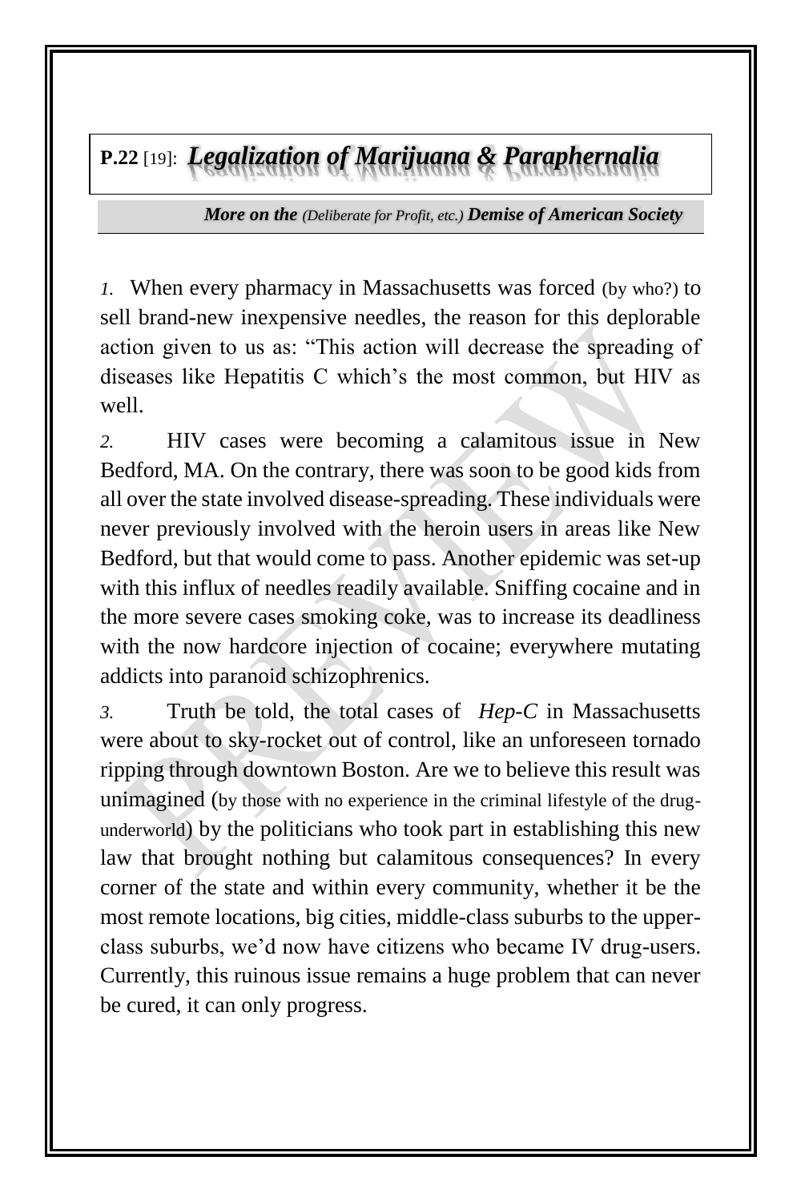# **P.22** [19]: ***Legalization of Marijuana & Paraphernalia***

***More on the*** *(Deliberate for Profit, etc.)* ***Demise of American Society***

*1.* When every pharmacy in Massachusetts was forced (by who?) to sell brand-new inexpensive needles, the reason for this deplorable action given to us as: "This action will decrease the spreading of diseases like Hepatitis C which's the most common, but HIV as well.

*2.* HIV cases were becoming a calamitous issue in New Bedford, MA. On the contrary, there was soon to be good kids from all over the state involved disease-spreading. These individuals were never previously involved with the heroin users in areas like New Bedford, but that would come to pass. Another epidemic was set-up with this influx of needles readily available. Sniffing cocaine and in the more severe cases smoking coke, was to increase its deadliness with the now hardcore injection of cocaine; everywhere mutating addicts into paranoid schizophrenics.

*3.* Truth be told, the total cases of *Hep-C* in Massachusetts were about to sky-rocket out of control, like an unforeseen tornado ripping through downtown Boston. Are we to believe this result was unimagined (by those with no experience in the criminal lifestyle of the drug-underworld) by the politicians who took part in establishing this new law that brought nothing but calamitous consequences? In every corner of the state and within every community, whether it be the most remote locations, big cities, middle-class suburbs to the upper-class suburbs, we'd now have citizens who became IV drug-users. Currently, this ruinous issue remains a huge problem that can never be cured, it can only progress.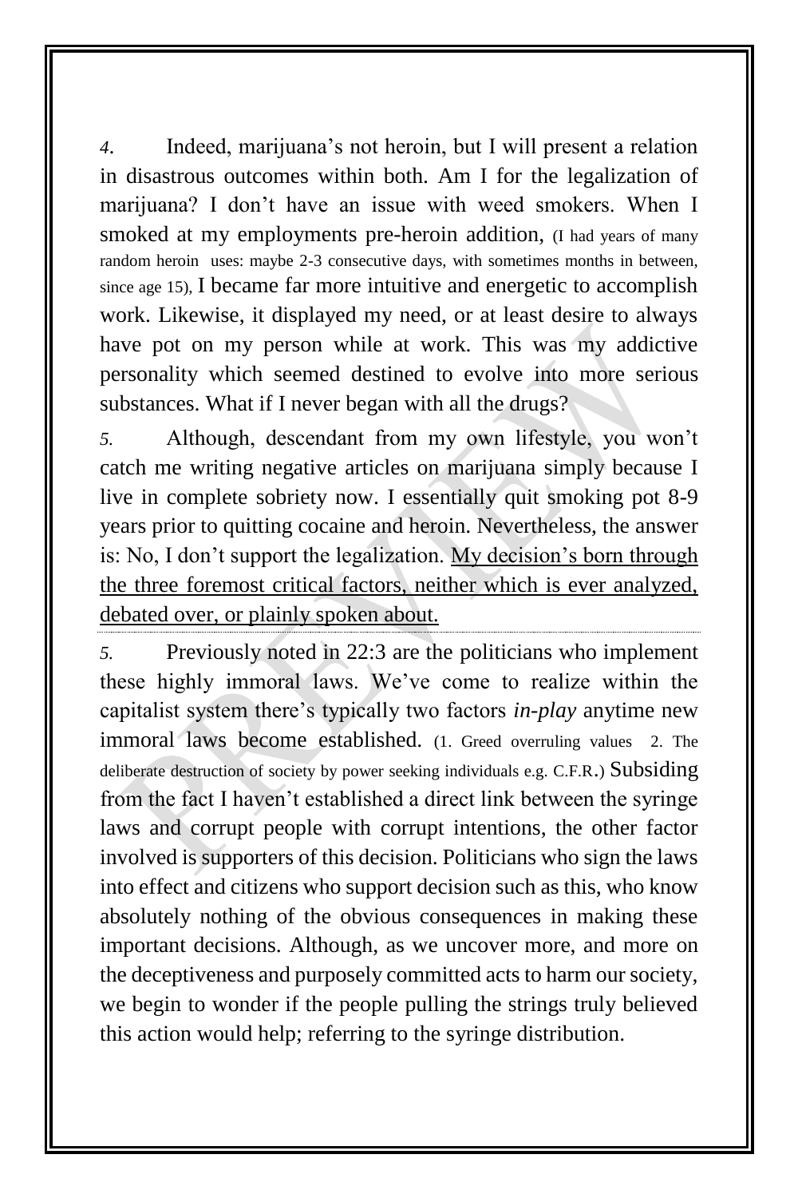*4.* Indeed, marijuana's not heroin, but I will present a relation in disastrous outcomes within both. Am I for the legalization of marijuana? I don't have an issue with weed smokers. When I smoked at my employments pre-heroin addition, (I had years of many random heroin uses: maybe 2-3 consecutive days, with sometimes months in between, since age 15), I became far more intuitive and energetic to accomplish work. Likewise, it displayed my need, or at least desire to always have pot on my person while at work. This was my addictive personality which seemed destined to evolve into more serious substances. What if I never began with all the drugs?

*5.* Although, descendant from my own lifestyle, you won't catch me writing negative articles on marijuana simply because I live in complete sobriety now. I essentially quit smoking pot 8-9 years prior to quitting cocaine and heroin. Nevertheless, the answer is: No, I don't support the legalization. <u>My decision's born through the three foremost critical factors, neither which is ever analyzed, debated over, or plainly spoken about.</u>

---

*5.* Previously noted in 22:3 are the politicians who implement these highly immoral laws. We've come to realize within the capitalist system there's typically two factors *in-play* anytime new immoral laws become established. (1. Greed overruling values 2. The deliberate destruction of society by power seeking individuals e.g. C.F.R.) Subsiding from the fact I haven't established a direct link between the syringe laws and corrupt people with corrupt intentions, the other factor involved is supporters of this decision. Politicians who sign the laws into effect and citizens who support decision such as this, who know absolutely nothing of the obvious consequences in making these important decisions. Although, as we uncover more, and more on the deceptiveness and purposely committed acts to harm our society, we begin to wonder if the people pulling the strings truly believed this action would help; referring to the syringe distribution.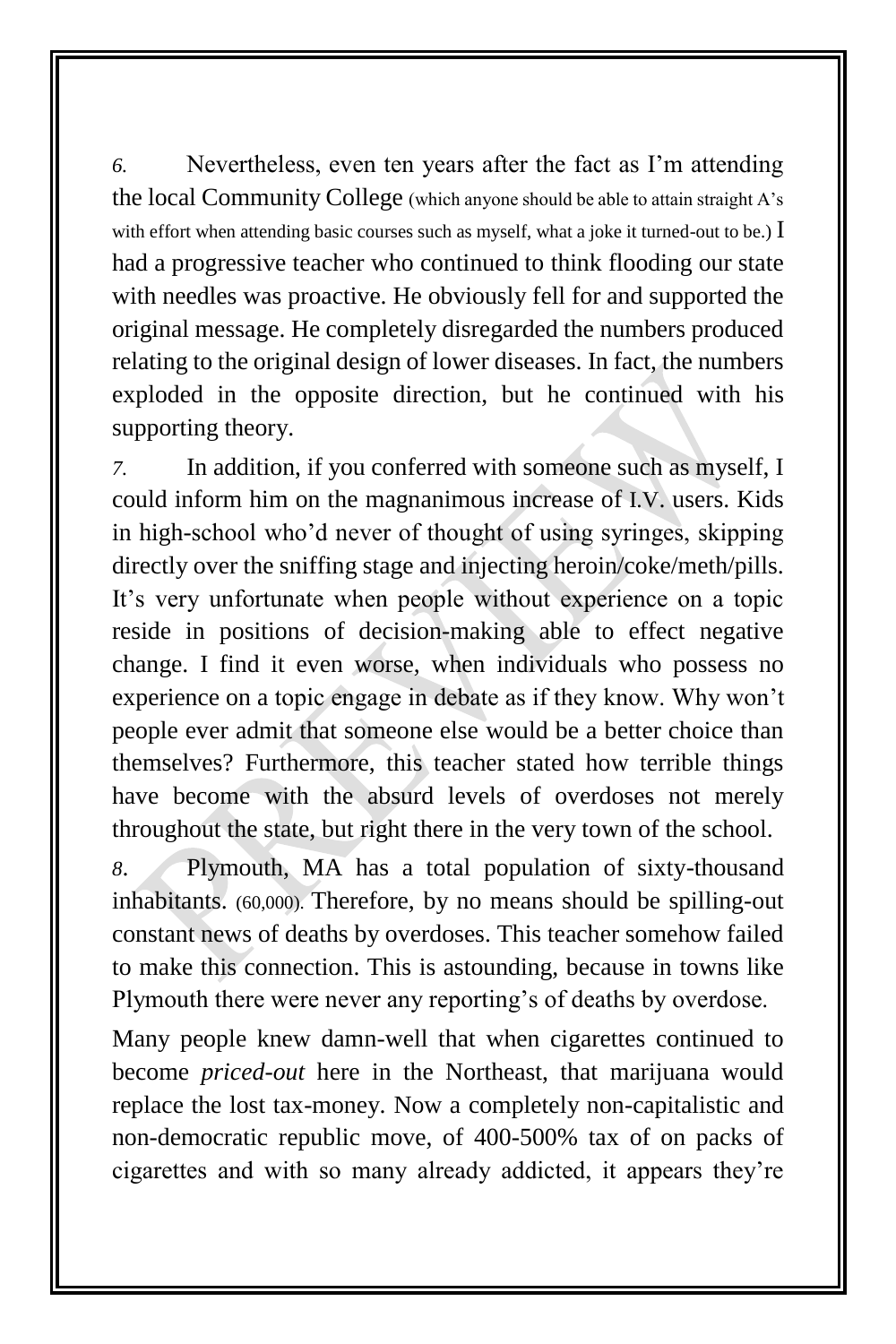*6.* Nevertheless, even ten years after the fact as I'm attending the local Community College (which anyone should be able to attain straight A's with effort when attending basic courses such as myself, what a joke it turned-out to be.) I had a progressive teacher who continued to think flooding our state with needles was proactive. He obviously fell for and supported the original message. He completely disregarded the numbers produced relating to the original design of lower diseases. In fact, the numbers exploded in the opposite direction, but he continued with his supporting theory.

*7.* In addition, if you conferred with someone such as myself, I could inform him on the magnanimous increase of I.V. users. Kids in high-school who'd never of thought of using syringes, skipping directly over the sniffing stage and injecting heroin/coke/meth/pills. It's very unfortunate when people without experience on a topic reside in positions of decision-making able to effect negative change. I find it even worse, when individuals who possess no experience on a topic engage in debate as if they know. Why won't people ever admit that someone else would be a better choice than themselves? Furthermore, this teacher stated how terrible things have become with the absurd levels of overdoses not merely throughout the state, but right there in the very town of the school.

*8.* Plymouth, MA has a total population of sixty-thousand inhabitants. (60,000). Therefore, by no means should be spilling-out constant news of deaths by overdoses. This teacher somehow failed to make this connection. This is astounding, because in towns like Plymouth there were never any reporting's of deaths by overdose.

Many people knew damn-well that when cigarettes continued to become *priced-out* here in the Northeast, that marijuana would replace the lost tax-money. Now a completely non-capitalistic and non-democratic republic move, of 400-500% tax of on packs of cigarettes and with so many already addicted, it appears they're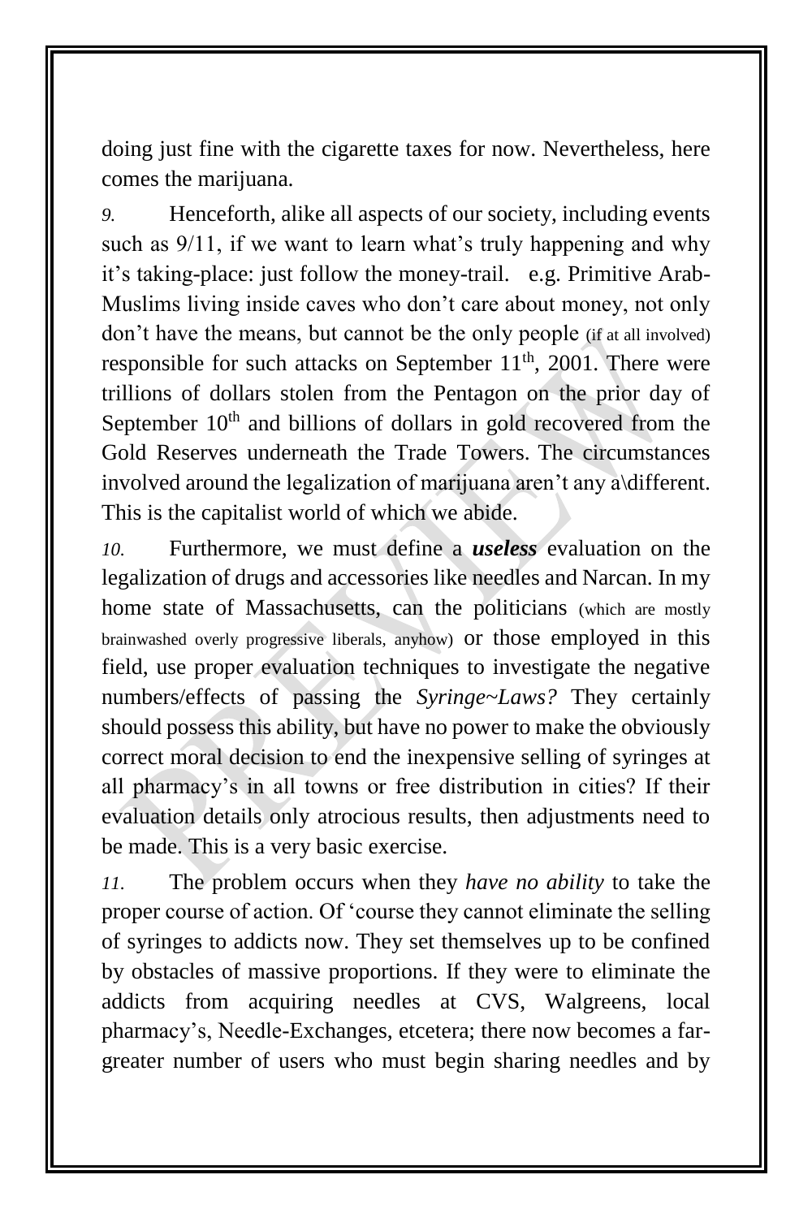doing just fine with the cigarette taxes for now. Nevertheless, here comes the marijuana.

*9.* Henceforth, alike all aspects of our society, including events such as 9/11, if we want to learn what's truly happening and why it's taking-place: just follow the money-trail. e.g. Primitive Arab-Muslims living inside caves who don't care about money, not only don't have the means, but cannot be the only people (if at all involved) responsible for such attacks on September 11th, 2001. There were trillions of dollars stolen from the Pentagon on the prior day of September 10th and billions of dollars in gold recovered from the Gold Reserves underneath the Trade Towers. The circumstances involved around the legalization of marijuana aren't any a\different. This is the capitalist world of which we abide.

*10.* Furthermore, we must define a ***useless*** evaluation on the legalization of drugs and accessories like needles and Narcan. In my home state of Massachusetts, can the politicians (which are mostly brainwashed overly progressive liberals, anyhow) or those employed in this field, use proper evaluation techniques to investigate the negative numbers/effects of passing the *Syringe~Laws?* They certainly should possess this ability, but have no power to make the obviously correct moral decision to end the inexpensive selling of syringes at all pharmacy's in all towns or free distribution in cities? If their evaluation details only atrocious results, then adjustments need to be made. This is a very basic exercise.

*11.* The problem occurs when they *have no ability* to take the proper course of action. Of 'course they cannot eliminate the selling of syringes to addicts now. They set themselves up to be confined by obstacles of massive proportions. If they were to eliminate the addicts from acquiring needles at CVS, Walgreens, local pharmacy's, Needle-Exchanges, etcetera; there now becomes a far-greater number of users who must begin sharing needles and by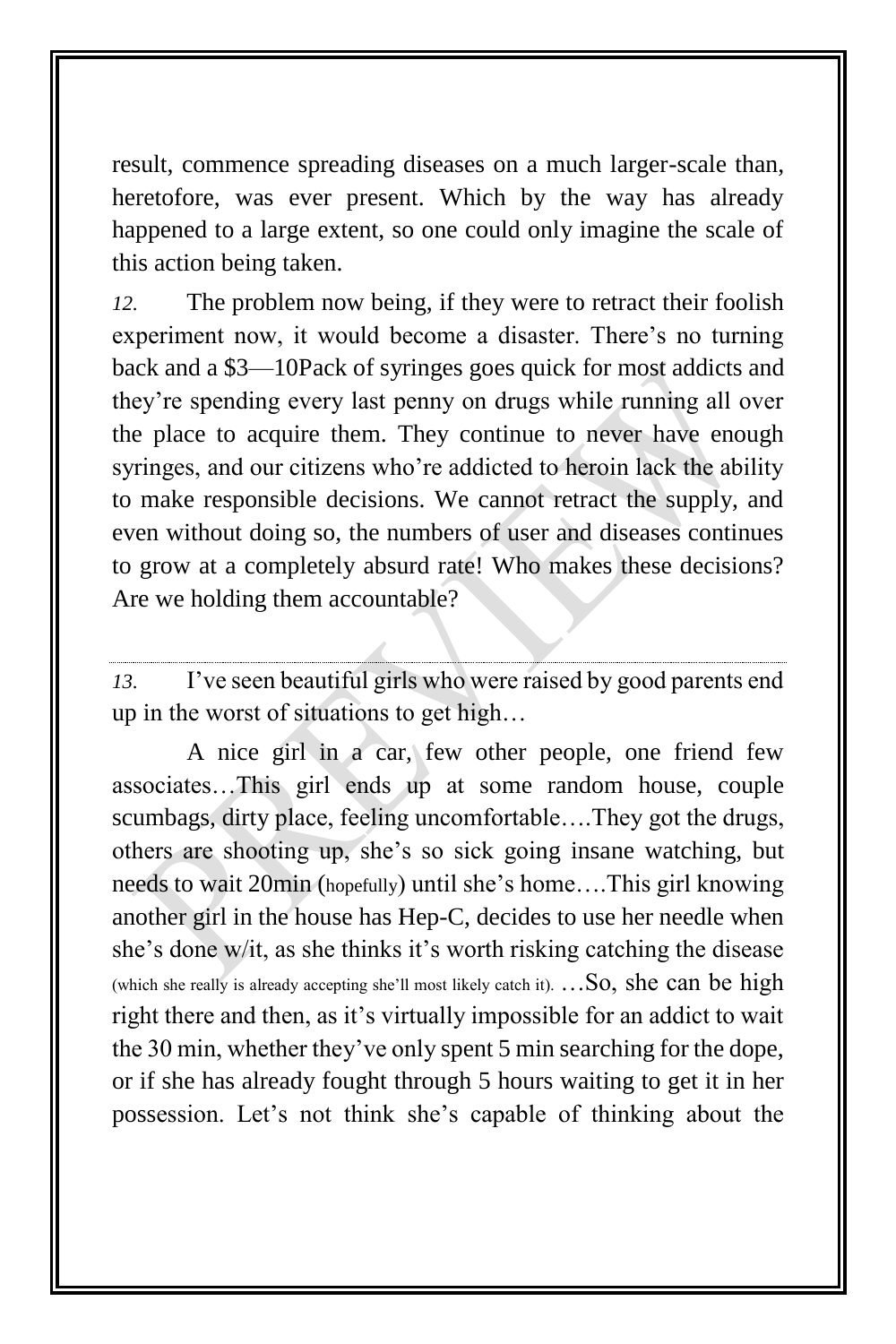result, commence spreading diseases on a much larger-scale than, heretofore, was ever present. Which by the way has already happened to a large extent, so one could only imagine the scale of this action being taken.

*12.* The problem now being, if they were to retract their foolish experiment now, it would become a disaster. There's no turning back and a $3—10Pack of syringes goes quick for most addicts and they're spending every last penny on drugs while running all over the place to acquire them. They continue to never have enough syringes, and our citizens who're addicted to heroin lack the ability to make responsible decisions. We cannot retract the supply, and even without doing so, the numbers of user and diseases continues to grow at a completely absurd rate! Who makes these decisions? Are we holding them accountable?

---

*13.* I've seen beautiful girls who were raised by good parents end up in the worst of situations to get high…

A nice girl in a car, few other people, one friend few associates…This girl ends up at some random house, couple scumbags, dirty place, feeling uncomfortable….They got the drugs, others are shooting up, she's so sick going insane watching, but needs to wait 20min (hopefully) until she's home….This girl knowing another girl in the house has Hep-C, decides to use her needle when she's done w/it, as she thinks it's worth risking catching the disease (which she really is already accepting she'll most likely catch it). …So, she can be high right there and then, as it's virtually impossible for an addict to wait the 30 min, whether they've only spent 5 min searching for the dope, or if she has already fought through 5 hours waiting to get it in her possession. Let's not think she's capable of thinking about the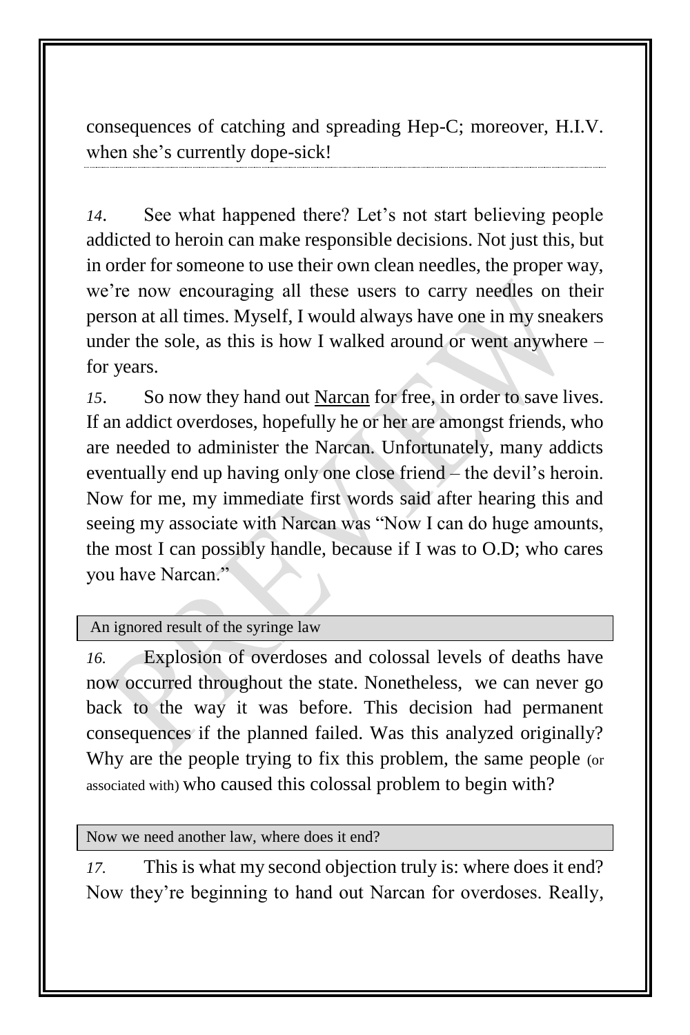consequences of catching and spreading Hep-C; moreover, H.I.V. when she's currently dope-sick!

*14*. See what happened there? Let's not start believing people addicted to heroin can make responsible decisions. Not just this, but in order for someone to use their own clean needles, the proper way, we're now encouraging all these users to carry needles on their person at all times. Myself, I would always have one in my sneakers under the sole, as this is how I walked around or went anywhere – for years.

*15*. So now they hand out Narcan for free, in order to save lives. If an addict overdoses, hopefully he or her are amongst friends, who are needed to administer the Narcan. Unfortunately, many addicts eventually end up having only one close friend – the devil's heroin. Now for me, my immediate first words said after hearing this and seeing my associate with Narcan was "Now I can do huge amounts, the most I can possibly handle, because if I was to O.D; who cares you have Narcan."

### An ignored result of the syringe law

*16.* Explosion of overdoses and colossal levels of deaths have now occurred throughout the state. Nonetheless, we can never go back to the way it was before. This decision had permanent consequences if the planned failed. Was this analyzed originally? Why are the people trying to fix this problem, the same people (or associated with) who caused this colossal problem to begin with?

### Now we need another law, where does it end?

*17.* This is what my second objection truly is: where does it end? Now they're beginning to hand out Narcan for overdoses. Really,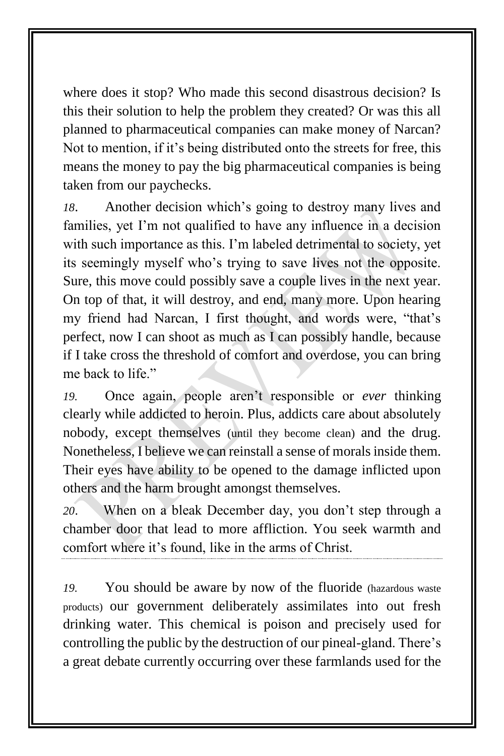where does it stop? Who made this second disastrous decision? Is this their solution to help the problem they created? Or was this all planned to pharmaceutical companies can make money of Narcan? Not to mention, if it's being distributed onto the streets for free, this means the money to pay the big pharmaceutical companies is being taken from our paychecks.

*18*. Another decision which's going to destroy many lives and families, yet I'm not qualified to have any influence in a decision with such importance as this. I'm labeled detrimental to society, yet its seemingly myself who's trying to save lives not the opposite. Sure, this move could possibly save a couple lives in the next year. On top of that, it will destroy, and end, many more. Upon hearing my friend had Narcan, I first thought, and words were, "that's perfect, now I can shoot as much as I can possibly handle, because if I take cross the threshold of comfort and overdose, you can bring me back to life."

*19.* Once again, people aren't responsible or *ever* thinking clearly while addicted to heroin. Plus, addicts care about absolutely nobody, except themselves (until they become clean) and the drug. Nonetheless, I believe we can reinstall a sense of morals inside them. Their eyes have ability to be opened to the damage inflicted upon others and the harm brought amongst themselves.

*20*. When on a bleak December day, you don't step through a chamber door that lead to more affliction. You seek warmth and comfort where it's found, like in the arms of Christ.

---

*19.* You should be aware by now of the fluoride (hazardous waste products) our government deliberately assimilates into out fresh drinking water. This chemical is poison and precisely used for controlling the public by the destruction of our pineal-gland. There's a great debate currently occurring over these farmlands used for the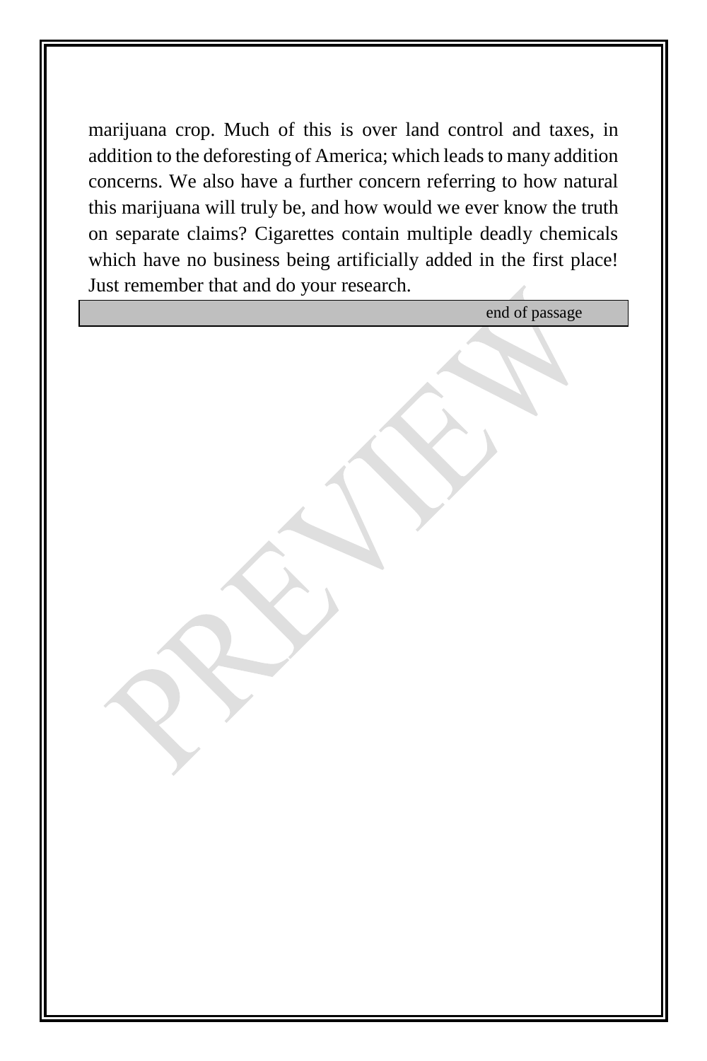marijuana crop. Much of this is over land control and taxes, in addition to the deforesting of America; which leads to many addition concerns. We also have a further concern referring to how natural this marijuana will truly be, and how would we ever know the truth on separate claims? Cigarettes contain multiple deadly chemicals which have no business being artificially added in the first place! Just remember that and do your research.

end of passage